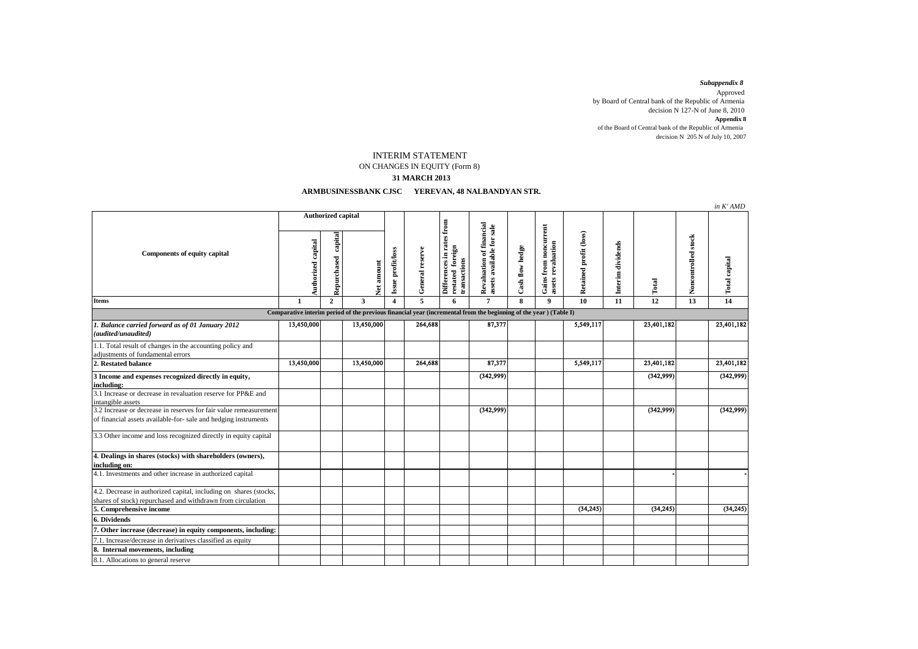*Subappendix 8*

Approved
by Board of Central bank of the Republic of Armenia
decision N 127-N of June 8, 2010

**Appendix 8**

of the Board of Central bank of the Republic of Armenia
decision N 205 N of July 10, 2007

# INTERIM STATEMENT

## ON CHANGES IN EQUITY (Form 8)

**31 MARCH 2013**

**ARMBUSINESSBANK CJSC YEREVAN, 48 NALBANDYAN STR.**

*in K' AMD*

| Components of equity capital | Authorized capital | | | Issue profit/loss | General reserve | Differences in rates from restated foreign transactions | Revaluation of financial assets available for sale | Cash flow hedge | Gains from noncurrent assets revaluation | Retained profit (loss) | Interim dividends | Total | Noncontrolled stock | Total capital |
|---|---|---|---|---|---|---|---|---|---|---|---|---|---|---|
| | Authorized capital | Repurchased capital | Net amount | | | | | | | | | | | |
| **Items** | 1 | 2 | 3 | 4 | 5 | 6 | 7 | 8 | 9 | 10 | 11 | 12 | 13 | 14 |
| **Comparative interim period of the previous financial year (incremental from the beginning of the year ) (Table I)** | | | | | | | | | | | | | | |
| ***1. Balance carried forward as of 01 January 2012 (audited/unaudited)*** | 13,450,000 | | 13,450,000 | | 264,688 | | 87,377 | | | 5,549,117 | | 23,401,182 | | 23,401,182 |
| 1.1. Total result of changes in the accounting policy and adjustments of fundamental errors | | | | | | | | | | | | | | |
| **2. Restated balance** | 13,450,000 | | 13,450,000 | | 264,688 | | 87,377 | | | 5,549,117 | | 23,401,182 | | 23,401,182 |
| **3 Income and expenses recognized directly in equity, including:** | | | | | | | (342,999) | | | | | (342,999) | | (342,999) |
| 3.1 Increase or decrease in revaluation reserve for PP&E and intangible assets | | | | | | | | | | | | | | |
| 3.2 Increase or decrease in reserves for fair value remeasurement of financial assets available-for- sale and hedging instruments | | | | | | | (342,999) | | | | | (342,999) | | (342,999) |
| 3.3 Other income and loss recognized directly in equity capital | | | | | | | | | | | | | | |
| **4. Dealings in shares (stocks) with shareholders (owners), including on:** | | | | | | | | | | | | | | |
| 4.1. Investments and other increase in authorized capital | | | | | | | | | | | | - | | - |
| 4.2. Decrease in authorized capital, including on shares (stocks, shares of stock) repurchased and withdrawn from circulation | | | | | | | | | | | | | | |
| **5. Comprehensive income** | | | | | | | | | | (34,245) | | (34,245) | | (34,245) |
| **6. Dividends** | | | | | | | | | | | | | | |
| **7. Other increase (decrease) in equity components, including:** | | | | | | | | | | | | | | |
| 7.1. Increase/decrease in derivatives classified as equity | | | | | | | | | | | | | | |
| **8. Internal movements, including** | | | | | | | | | | | | | | |
| 8.1. Allocations to general reserve | | | | | | | | | | | | | | |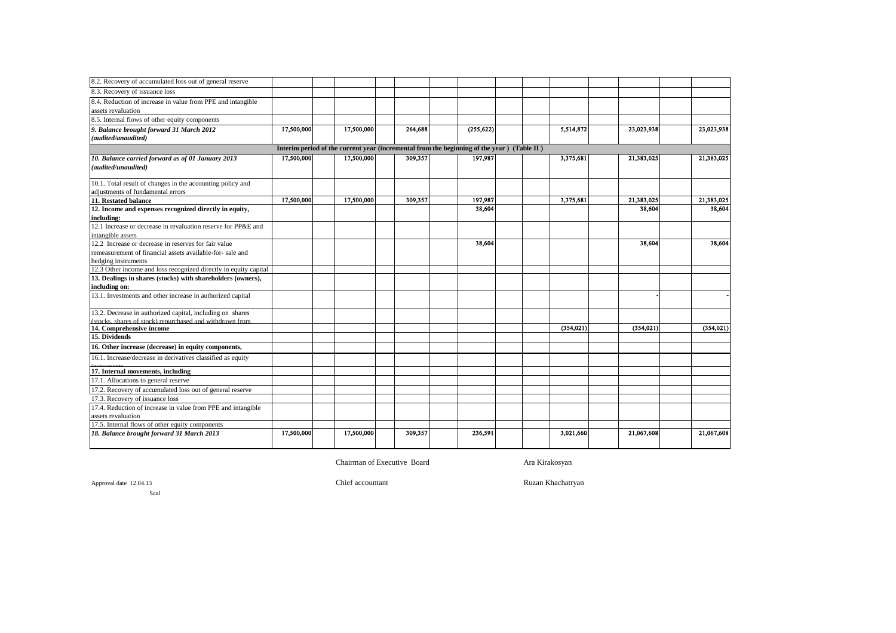| | | | | | | | | | | | | | | |
|---|---|---|---|---|---|---|---|---|---|---|---|---|---|---|
| 8.2. Recovery of accumulated loss out of general reserve | | | | | | | | | | | | | | |
| 8.3. Recovery of issuance loss | | | | | | | | | | | | | | |
| 8.4. Reduction of increase in value from PPE and intangible assets revaluation | | | | | | | | | | | | | | |
| 8.5. Internal flows of other equity components | | | | | | | | | | | | | | |
| ***9. Balance brought forward 31 March 2012 (audited/anaudited)*** | 17,500,000 | | 17,500,000 | | 264,688 | | (255,622) | | | 5,514,872 | | 23,023,938 | | 23,023,938 |
| | **Interim period of the current year (incremental from the beginning of the year ) (Table II )** | | | | | | | | | | | | | |
| ***10. Balance carried forward as of 01 January 2013 (audited/unaudited)*** | 17,500,000 | | 17,500,000 | | 309,357 | | 197,987 | | | 3,375,681 | | 21,383,025 | | 21,383,025 |
| 10.1. Total result of changes in the accounting policy and adjustments of fundamental errors | | | | | | | | | | | | | | |
| **11. Restated balance** | 17,500,000 | | 17,500,000 | | 309,357 | | 197,987 | | | 3,375,681 | | 21,383,025 | | 21,383,025 |
| **12. Income and expenses recognized directly in equity, including:** | | | | | | | 38,604 | | | | | 38,604 | | 38,604 |
| 12.1 Increase or decrease in revaluation reserve for PP&E and intangible assets | | | | | | | | | | | | | | |
| 12.2 Increase or decrease in reserves for fair value remeasurement of financial assets available-for- sale and hedging instruments | | | | | | | 38,604 | | | | | 38,604 | | 38,604 |
| 12.3 Other income and loss recognized directly in equity capital | | | | | | | | | | | | | | |
| **13. Dealings in shares (stocks) with shareholders (owners), including on:** | | | | | | | | | | | | | | |
| 13.1. Investments and other increase in authorized capital | | | | | | | | | | | | - | | - |
| 13.2. Decrease in authorized capital, including on shares (stocks, shares of stock) repurchased and withdrawn from | | | | | | | | | | | | | | |
| **14. Comprehensive income** | | | | | | | | | | (354,021) | | (354,021) | | (354,021) |
| **15. Dividends** | | | | | | | | | | | | | | |
| **16. Other increase (decrease) in equity components,** | | | | | | | | | | | | | | |
| 16.1. Increase/decrease in derivatives classified as equity instruments | | | | | | | | | | | | | | |
| **17. Internal movements, including** | | | | | | | | | | | | | | |
| 17.1. Allocations to general reserve | | | | | | | | | | | | | | |
| 17.2. Recovery of accumulated loss out of general reserve | | | | | | | | | | | | | | |
| 17.3. Recovery of issuance loss | | | | | | | | | | | | | | |
| 17.4. Reduction of increase in value from PPE and intangible assets revaluation | | | | | | | | | | | | | | |
| 17.5. Internal flows of other equity components | | | | | | | | | | | | | | |
| ***18. Balance brought forward 31 March 2013*** | 17,500,000 | | 17,500,000 | | 309,357 | | 236,591 | | | 3,021,660 | | 21,067,608 | | 21,067,608 |

Chairman of Executive Board Ara Kirakosyan

Approval date 12.04.13

Chief accountant Ruzan Khachatryan

Seal